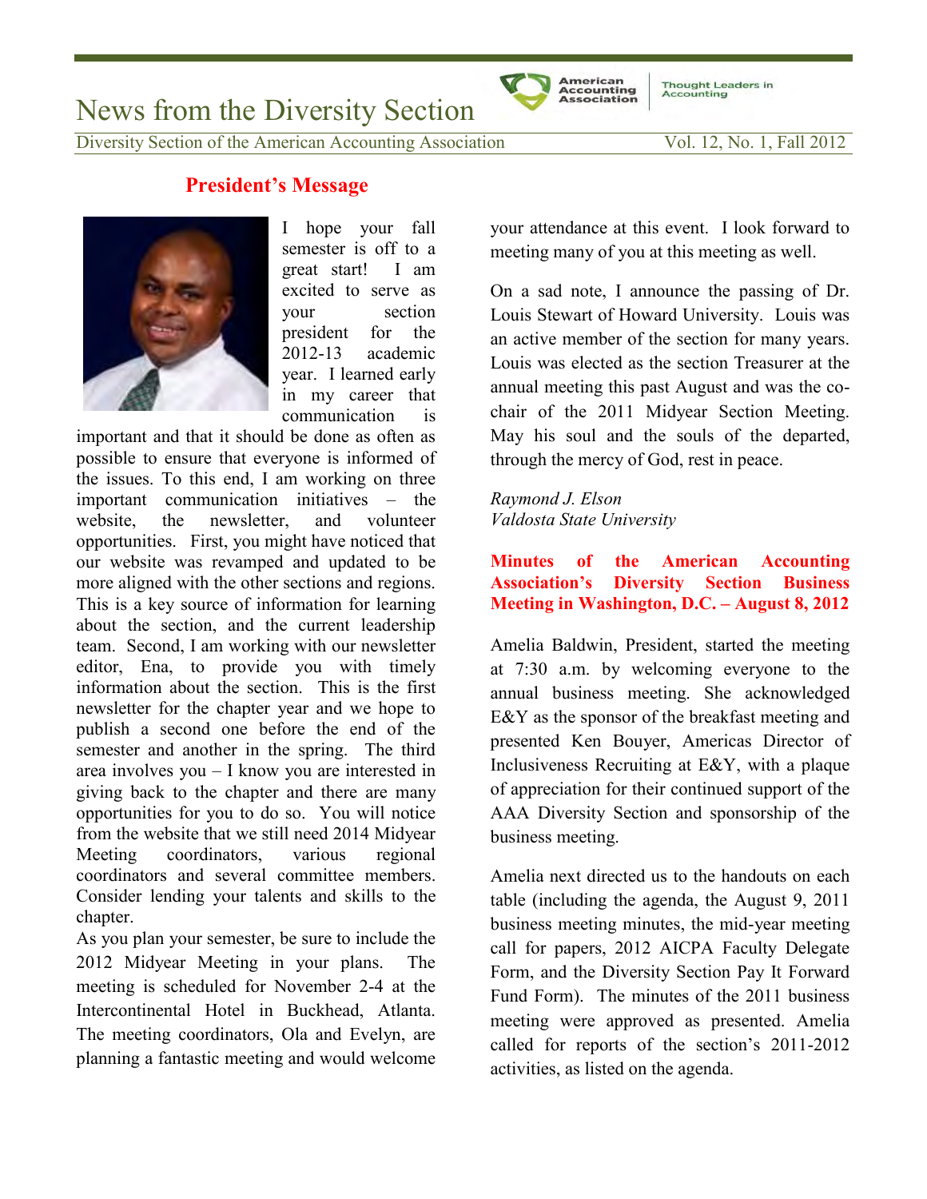# News from the Diversity Section

Diversity Section of the American Accounting Association — Vol. 12, No. 1, Fall 2012

## President's Message

I hope your fall semester is off to a great start! I am excited to serve as your section president for the 2012-13 academic year. I learned early in my career that communication is important and that it should be done as often as possible to ensure that everyone is informed of the issues. To this end, I am working on three important communication initiatives – the website, the newsletter, and volunteer opportunities. First, you might have noticed that our website was revamped and updated to be more aligned with the other sections and regions. This is a key source of information for learning about the section, and the current leadership team. Second, I am working with our newsletter editor, Ena, to provide you with timely information about the section. This is the first newsletter for the chapter year and we hope to publish a second one before the end of the semester and another in the spring. The third area involves you – I know you are interested in giving back to the chapter and there are many opportunities for you to do so. You will notice from the website that we still need 2014 Midyear Meeting coordinators, various regional coordinators and several committee members. Consider lending your talents and skills to the chapter.

As you plan your semester, be sure to include the 2012 Midyear Meeting in your plans. The meeting is scheduled for November 2-4 at the Intercontinental Hotel in Buckhead, Atlanta. The meeting coordinators, Ola and Evelyn, are planning a fantastic meeting and would welcome your attendance at this event. I look forward to meeting many of you at this meeting as well.

On a sad note, I announce the passing of Dr. Louis Stewart of Howard University. Louis was an active member of the section for many years. Louis was elected as the section Treasurer at the annual meeting this past August and was the co-chair of the 2011 Midyear Section Meeting. May his soul and the souls of the departed, through the mercy of God, rest in peace.

*Raymond J. Elson*
*Valdosta State University*

## Minutes of the American Accounting Association's Diversity Section Business Meeting in Washington, D.C. – August 8, 2012

Amelia Baldwin, President, started the meeting at 7:30 a.m. by welcoming everyone to the annual business meeting. She acknowledged E&Y as the sponsor of the breakfast meeting and presented Ken Bouyer, Americas Director of Inclusiveness Recruiting at E&Y, with a plaque of appreciation for their continued support of the AAA Diversity Section and sponsorship of the business meeting.

Amelia next directed us to the handouts on each table (including the agenda, the August 9, 2011 business meeting minutes, the mid-year meeting call for papers, 2012 AICPA Faculty Delegate Form, and the Diversity Section Pay It Forward Fund Form). The minutes of the 2011 business meeting were approved as presented. Amelia called for reports of the section's 2011-2012 activities, as listed on the agenda.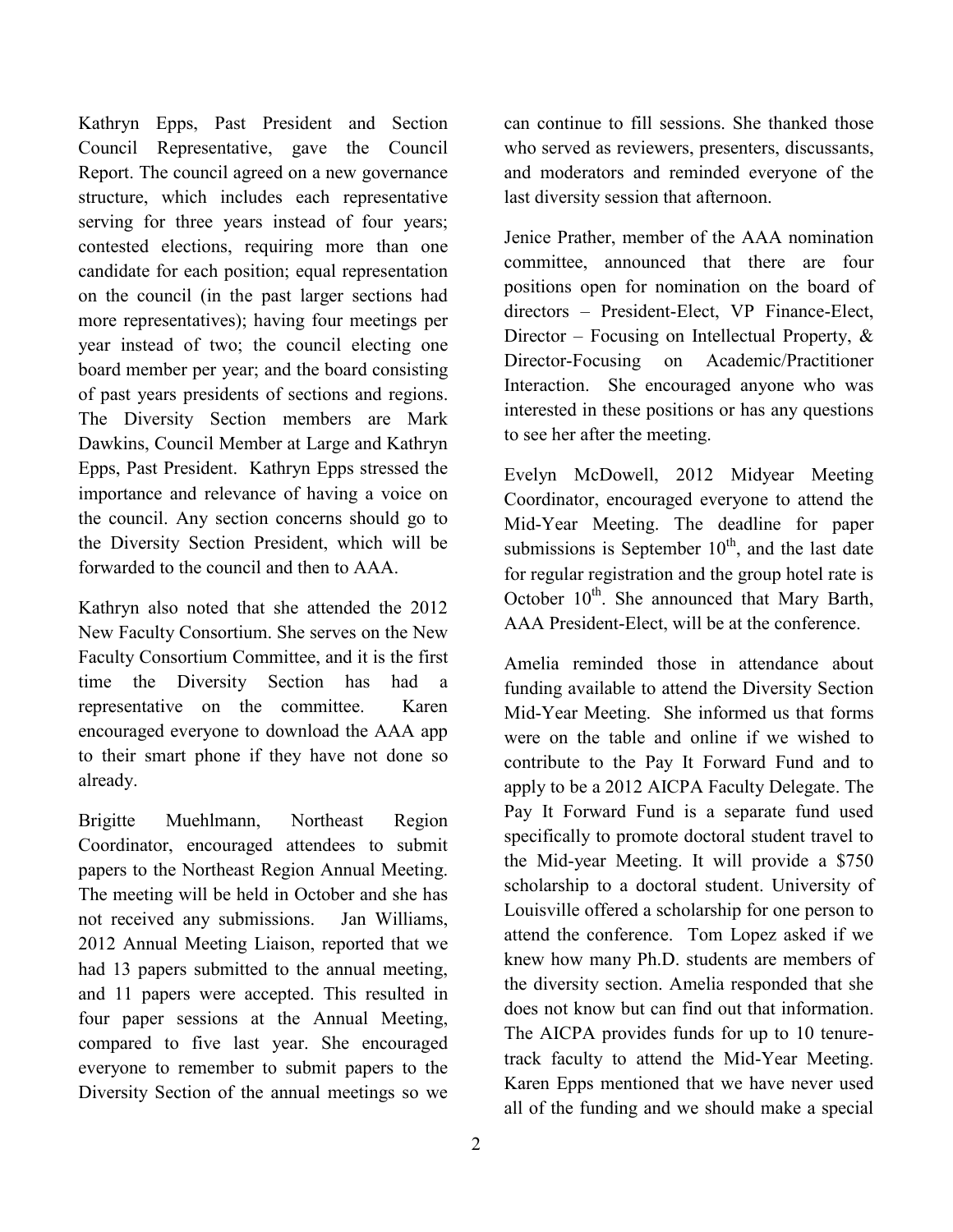Kathryn Epps, Past President and Section Council Representative, gave the Council Report. The council agreed on a new governance structure, which includes each representative serving for three years instead of four years; contested elections, requiring more than one candidate for each position; equal representation on the council (in the past larger sections had more representatives); having four meetings per year instead of two; the council electing one board member per year; and the board consisting of past years presidents of sections and regions. The Diversity Section members are Mark Dawkins, Council Member at Large and Kathryn Epps, Past President. Kathryn Epps stressed the importance and relevance of having a voice on the council. Any section concerns should go to the Diversity Section President, which will be forwarded to the council and then to AAA.

Kathryn also noted that she attended the 2012 New Faculty Consortium. She serves on the New Faculty Consortium Committee, and it is the first time the Diversity Section has had a representative on the committee. Karen encouraged everyone to download the AAA app to their smart phone if they have not done so already.

Brigitte Muehlmann, Northeast Region Coordinator, encouraged attendees to submit papers to the Northeast Region Annual Meeting. The meeting will be held in October and she has not received any submissions. Jan Williams, 2012 Annual Meeting Liaison, reported that we had 13 papers submitted to the annual meeting, and 11 papers were accepted. This resulted in four paper sessions at the Annual Meeting, compared to five last year. She encouraged everyone to remember to submit papers to the Diversity Section of the annual meetings so we can continue to fill sessions. She thanked those who served as reviewers, presenters, discussants, and moderators and reminded everyone of the last diversity session that afternoon.

Jenice Prather, member of the AAA nomination committee, announced that there are four positions open for nomination on the board of directors – President-Elect, VP Finance-Elect, Director – Focusing on Intellectual Property, & Director-Focusing on Academic/Practitioner Interaction. She encouraged anyone who was interested in these positions or has any questions to see her after the meeting.

Evelyn McDowell, 2012 Midyear Meeting Coordinator, encouraged everyone to attend the Mid-Year Meeting. The deadline for paper submissions is September 10th, and the last date for regular registration and the group hotel rate is October 10th. She announced that Mary Barth, AAA President-Elect, will be at the conference.

Amelia reminded those in attendance about funding available to attend the Diversity Section Mid-Year Meeting. She informed us that forms were on the table and online if we wished to contribute to the Pay It Forward Fund and to apply to be a 2012 AICPA Faculty Delegate. The Pay It Forward Fund is a separate fund used specifically to promote doctoral student travel to the Mid-year Meeting. It will provide a $750 scholarship to a doctoral student. University of Louisville offered a scholarship for one person to attend the conference. Tom Lopez asked if we knew how many Ph.D. students are members of the diversity section. Amelia responded that she does not know but can find out that information. The AICPA provides funds for up to 10 tenure-track faculty to attend the Mid-Year Meeting. Karen Epps mentioned that we have never used all of the funding and we should make a special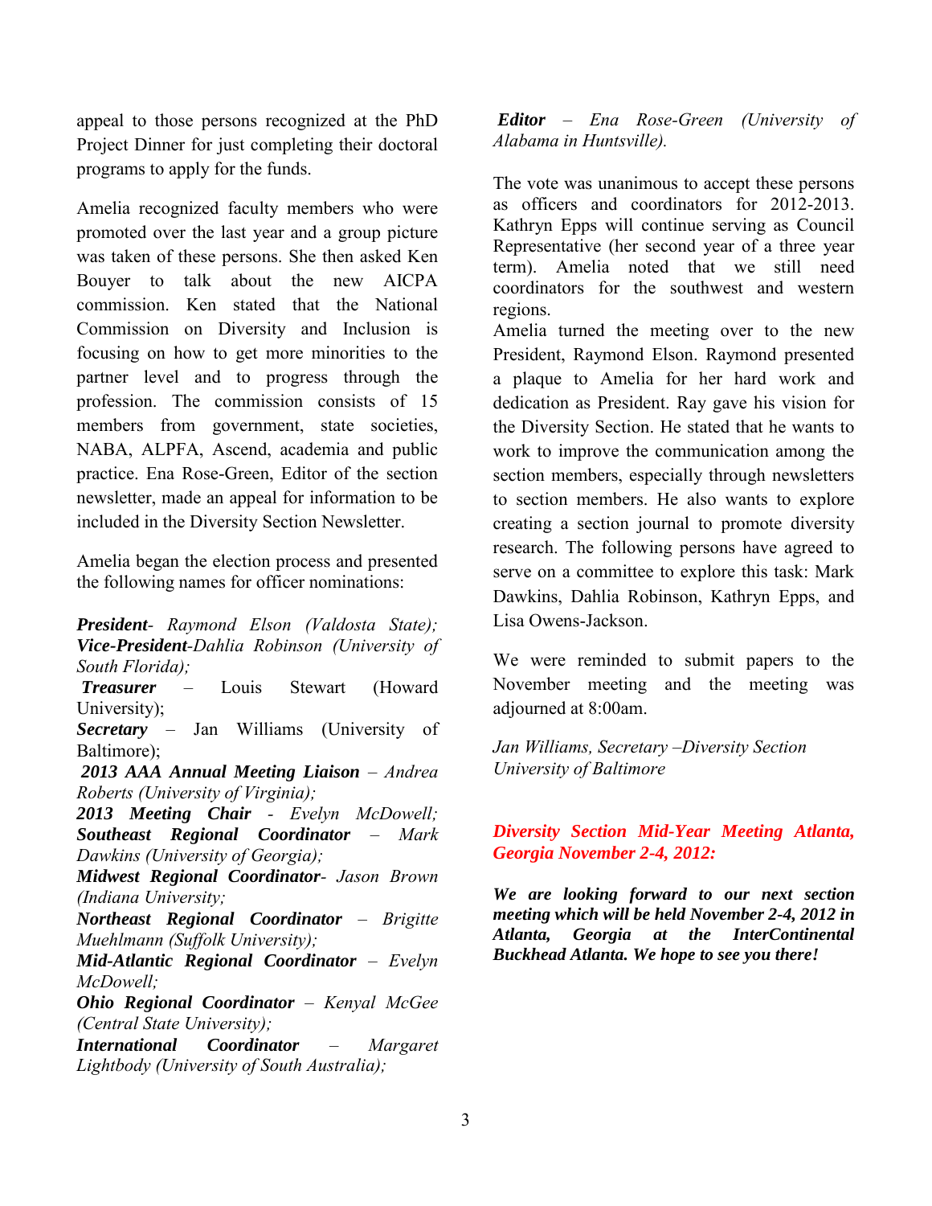appeal to those persons recognized at the PhD Project Dinner for just completing their doctoral programs to apply for the funds.

Amelia recognized faculty members who were promoted over the last year and a group picture was taken of these persons. She then asked Ken Bouyer to talk about the new AICPA commission. Ken stated that the National Commission on Diversity and Inclusion is focusing on how to get more minorities to the partner level and to progress through the profession. The commission consists of 15 members from government, state societies, NABA, ALPFA, Ascend, academia and public practice. Ena Rose-Green, Editor of the section newsletter, made an appeal for information to be included in the Diversity Section Newsletter.

Amelia began the election process and presented the following names for officer nominations:

***President****- Raymond Elson (Valdosta State);*
***Vice-President****-Dahlia Robinson (University of South Florida);*
**Treasurer** – Louis Stewart (Howard University);
**Secretary** – Jan Williams (University of Baltimore);
***2013 AAA Annual Meeting Liaison*** *– Andrea Roberts (University of Virginia);*
***2013 Meeting Chair*** *- Evelyn McDowell;*
***Southeast Regional Coordinator*** *– Mark Dawkins (University of Georgia);*
***Midwest Regional Coordinator****- Jason Brown (Indiana University;*
***Northeast Regional Coordinator*** *– Brigitte Muehlmann (Suffolk University);*
***Mid-Atlantic Regional Coordinator*** *– Evelyn McDowell;*
***Ohio Regional Coordinator*** *– Kenyal McGee (Central State University);*
***International Coordinator*** *– Margaret Lightbody (University of South Australia);*
***Editor*** *– Ena Rose-Green (University of Alabama in Huntsville).*

The vote was unanimous to accept these persons as officers and coordinators for 2012-2013. Kathryn Epps will continue serving as Council Representative (her second year of a three year term). Amelia noted that we still need coordinators for the southwest and western regions.

Amelia turned the meeting over to the new President, Raymond Elson. Raymond presented a plaque to Amelia for her hard work and dedication as President. Ray gave his vision for the Diversity Section. He stated that he wants to work to improve the communication among the section members, especially through newsletters to section members. He also wants to explore creating a section journal to promote diversity research. The following persons have agreed to serve on a committee to explore this task: Mark Dawkins, Dahlia Robinson, Kathryn Epps, and Lisa Owens-Jackson.

We were reminded to submit papers to the November meeting and the meeting was adjourned at 8:00am.

*Jan Williams, Secretary –Diversity Section*
*University of Baltimore*

***Diversity Section Mid-Year Meeting Atlanta, Georgia November 2-4, 2012:***

***We are looking forward to our next section meeting which will be held November 2-4, 2012 in Atlanta, Georgia at the InterContinental Buckhead Atlanta. We hope to see you there!***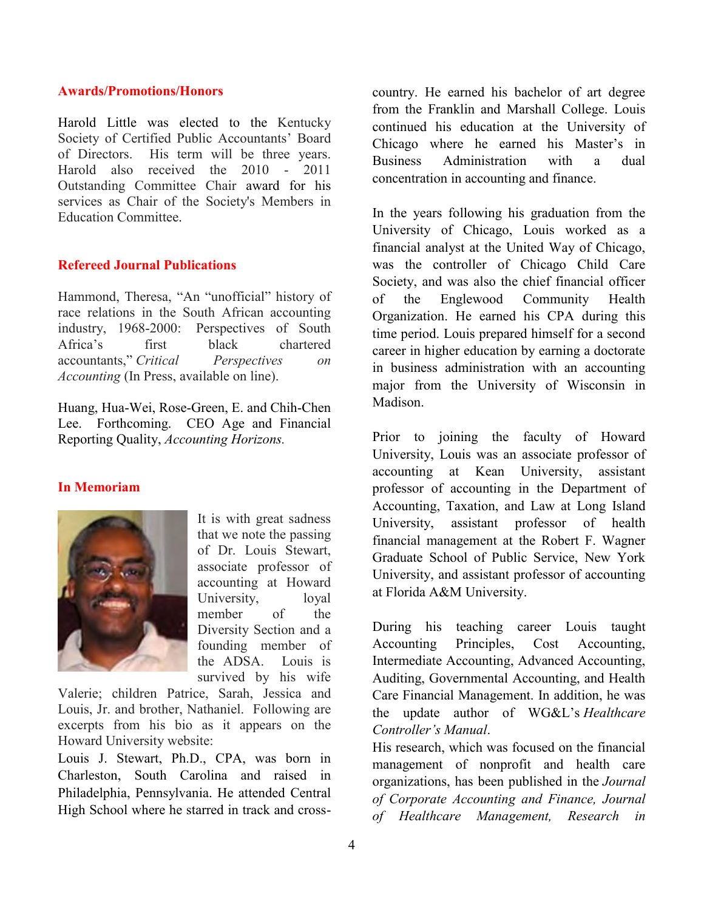## Awards/Promotions/Honors

Harold Little was elected to the Kentucky Society of Certified Public Accountants' Board of Directors. His term will be three years. Harold also received the 2010 - 2011 Outstanding Committee Chair award for his services as Chair of the Society's Members in Education Committee.

## Refereed Journal Publications

Hammond, Theresa, "An "unofficial" history of race relations in the South African accounting industry, 1968-2000: Perspectives of South Africa's first black chartered accountants," *Critical Perspectives on Accounting* (In Press, available on line).

Huang, Hua-Wei, Rose-Green, E. and Chih-Chen Lee. Forthcoming. CEO Age and Financial Reporting Quality, *Accounting Horizons.*

## In Memoriam

It is with great sadness that we note the passing of Dr. Louis Stewart, associate professor of accounting at Howard University, loyal member of the Diversity Section and a founding member of the ADSA. Louis is survived by his wife Valerie; children Patrice, Sarah, Jessica and Louis, Jr. and brother, Nathaniel. Following are excerpts from his bio as it appears on the Howard University website:

Louis J. Stewart, Ph.D., CPA, was born in Charleston, South Carolina and raised in Philadelphia, Pennsylvania. He attended Central High School where he starred in track and cross-country. He earned his bachelor of art degree from the Franklin and Marshall College. Louis continued his education at the University of Chicago where he earned his Master's in Business Administration with a dual concentration in accounting and finance.

In the years following his graduation from the University of Chicago, Louis worked as a financial analyst at the United Way of Chicago, was the controller of Chicago Child Care Society, and was also the chief financial officer of the Englewood Community Health Organization. He earned his CPA during this time period. Louis prepared himself for a second career in higher education by earning a doctorate in business administration with an accounting major from the University of Wisconsin in Madison.

Prior to joining the faculty of Howard University, Louis was an associate professor of accounting at Kean University, assistant professor of accounting in the Department of Accounting, Taxation, and Law at Long Island University, assistant professor of health financial management at the Robert F. Wagner Graduate School of Public Service, New York University, and assistant professor of accounting at Florida A&M University.

During his teaching career Louis taught Accounting Principles, Cost Accounting, Intermediate Accounting, Advanced Accounting, Auditing, Governmental Accounting, and Health Care Financial Management. In addition, he was the update author of WG&L's *Healthcare Controller's Manual*.

His research, which was focused on the financial management of nonprofit and health care organizations, has been published in the *Journal of Corporate Accounting and Finance, Journal of Healthcare Management, Research in*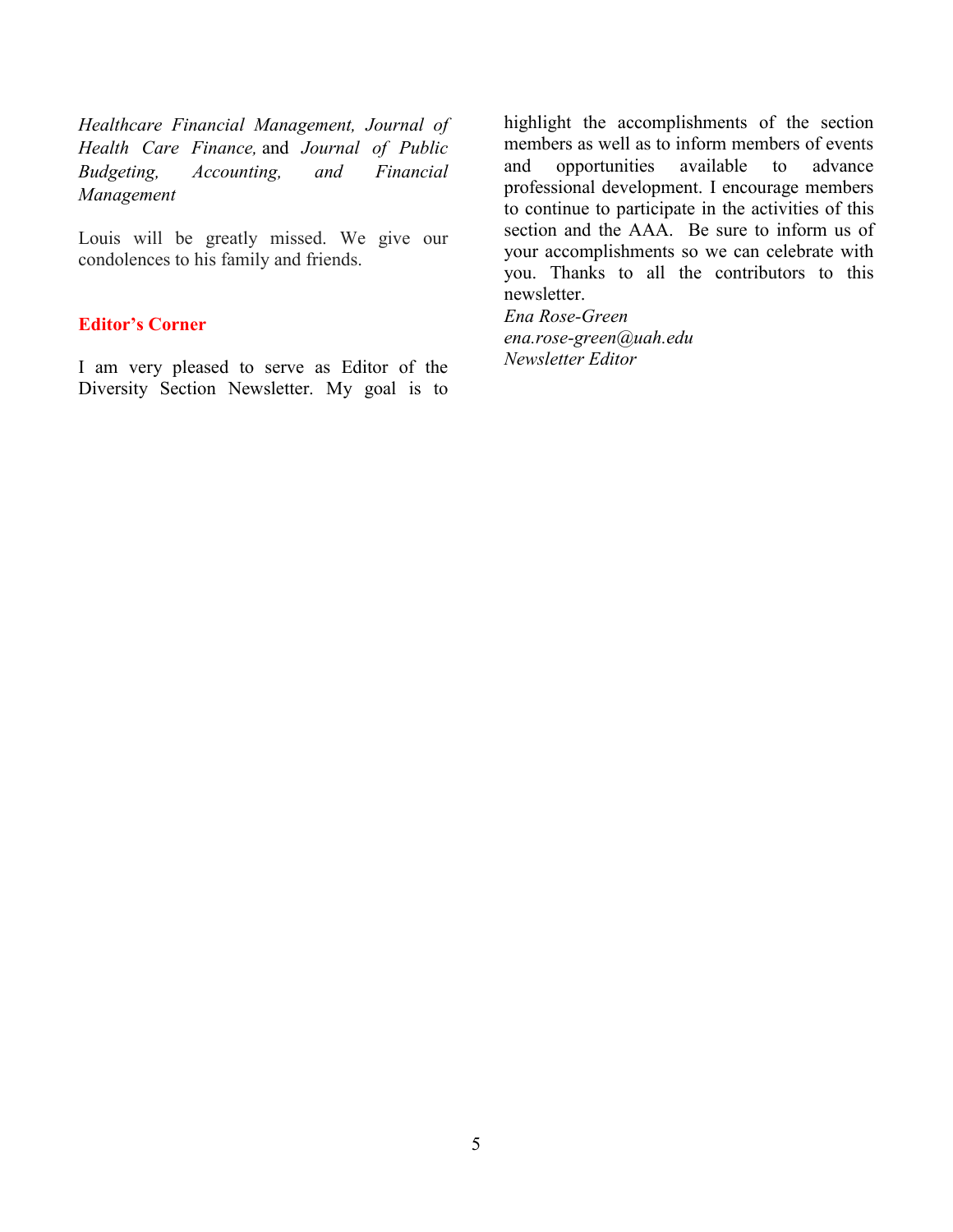*Healthcare Financial Management, Journal of Health Care Finance,* and *Journal of Public Budgeting, Accounting, and Financial Management*

Louis will be greatly missed. We give our condolences to his family and friends.

### Editor's Corner

I am very pleased to serve as Editor of the Diversity Section Newsletter. My goal is to highlight the accomplishments of the section members as well as to inform members of events and opportunities available to advance professional development. I encourage members to continue to participate in the activities of this section and the AAA. Be sure to inform us of your accomplishments so we can celebrate with you. Thanks to all the contributors to this newsletter.

*Ena Rose-Green*
*ena.rose-green@uah.edu*
*Newsletter Editor*